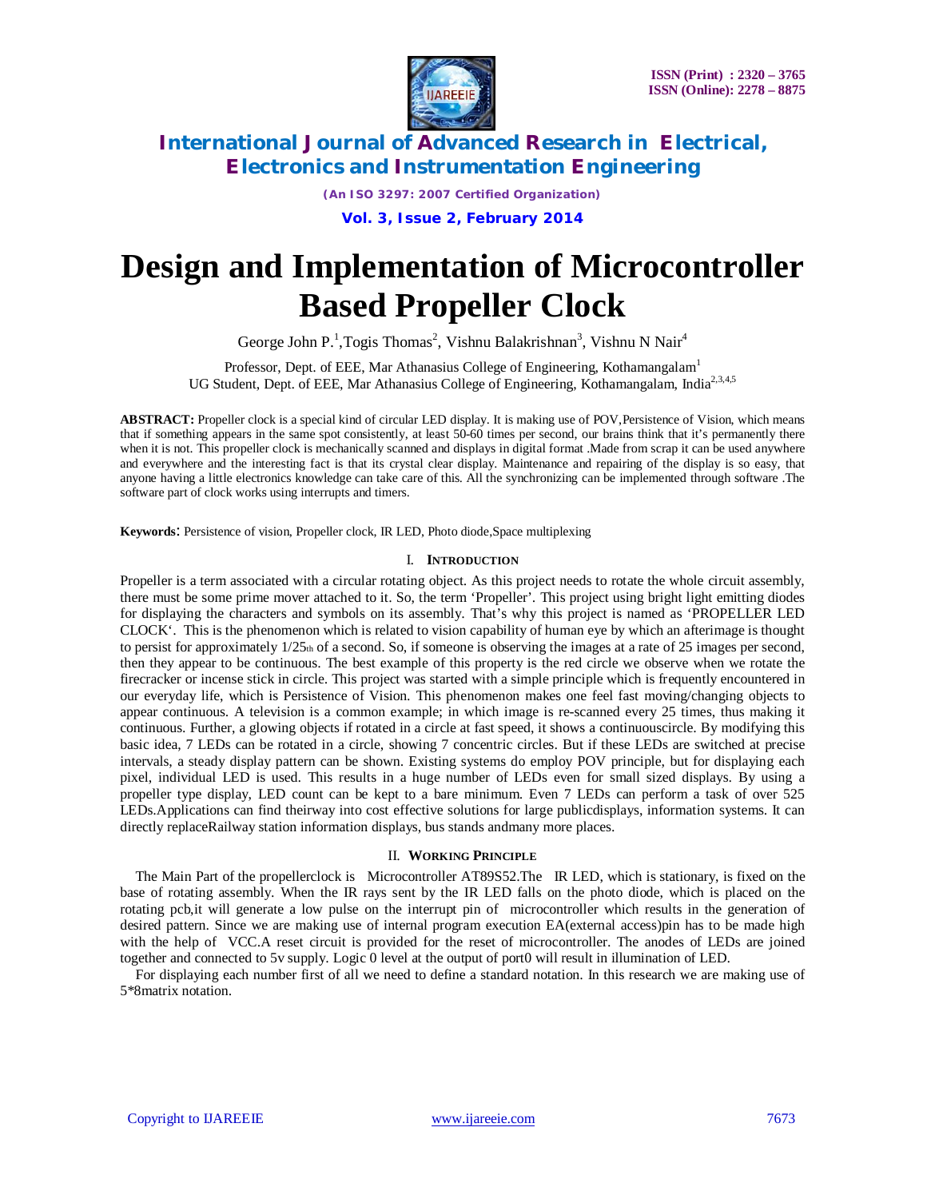# Design and Implementation of Microcontroller Based Propeller Clock

George John P.[1],Togis Thomas[2], Vishnu Balakrishnan[3], Vishnu N Nair[4]

Professor, Dept. of EEE, Mar Athanasius College of Engineering, Kothamangalam[1]

UG Student, Dept. of EEE, Mar Athanasius College of Engineering, Kothamangalam, India[2,3,4,5]

**ABSTRACT:** Propeller clock is a special kind of circular LED display. It is making use of POV,Persistence of Vision, which means that if something appears in the same spot consistently, at least 50-60 times per second, our brains think that it's permanently there when it is not. This propeller clock is mechanically scanned and displays in digital format .Made from scrap it can be used anywhere and everywhere and the interesting fact is that its crystal clear display. Maintenance and repairing of the display is so easy, that anyone having a little electronics knowledge can take care of this. All the synchronizing can be implemented through software .The software part of clock works using interrupts and timers.

**Keywords**: Persistence of vision, Propeller clock, IR LED, Photo diode,Space multiplexing

## I. Introduction

Propeller is a term associated with a circular rotating object. As this project needs to rotate the whole circuit assembly, there must be some prime mover attached to it. So, the term 'Propeller'. This project using bright light emitting diodes for displaying the characters and symbols on its assembly. That's why this project is named as 'PROPELLER LED CLOCK'. This is the phenomenon which is related to vision capability of human eye by which an afterimage is thought to persist for approximately 1/25th of a second. So, if someone is observing the images at a rate of 25 images per second, then they appear to be continuous. The best example of this property is the red circle we observe when we rotate the firecracker or incense stick in circle. This project was started with a simple principle which is frequently encountered in our everyday life, which is Persistence of Vision. This phenomenon makes one feel fast moving/changing objects to appear continuous. A television is a common example; in which image is re-scanned every 25 times, thus making it continuous. Further, a glowing objects if rotated in a circle at fast speed, it shows a continuouscircle. By modifying this basic idea, 7 LEDs can be rotated in a circle, showing 7 concentric circles. But if these LEDs are switched at precise intervals, a steady display pattern can be shown. Existing systems do employ POV principle, but for displaying each pixel, individual LED is used. This results in a huge number of LEDs even for small sized displays. By using a propeller type display, LED count can be kept to a bare minimum. Even 7 LEDs can perform a task of over 525 LEDs.Applications can find theirway into cost effective solutions for large publicdisplays, information systems. It can directly replaceRailway station information displays, bus stands andmany more places.

## II. Working Principle

The Main Part of the propellerclock is Microcontroller AT89S52.The IR LED, which is stationary, is fixed on the base of rotating assembly. When the IR rays sent by the IR LED falls on the photo diode, which is placed on the rotating pcb,it will generate a low pulse on the interrupt pin of microcontroller which results in the generation of desired pattern. Since we are making use of internal program execution EA(external access)pin has to be made high with the help of VCC.A reset circuit is provided for the reset of microcontroller. The anodes of LEDs are joined together and connected to 5v supply. Logic 0 level at the output of port0 will result in illumination of LED.

For displaying each number first of all we need to define a standard notation. In this research we are making use of 5*8matrix notation.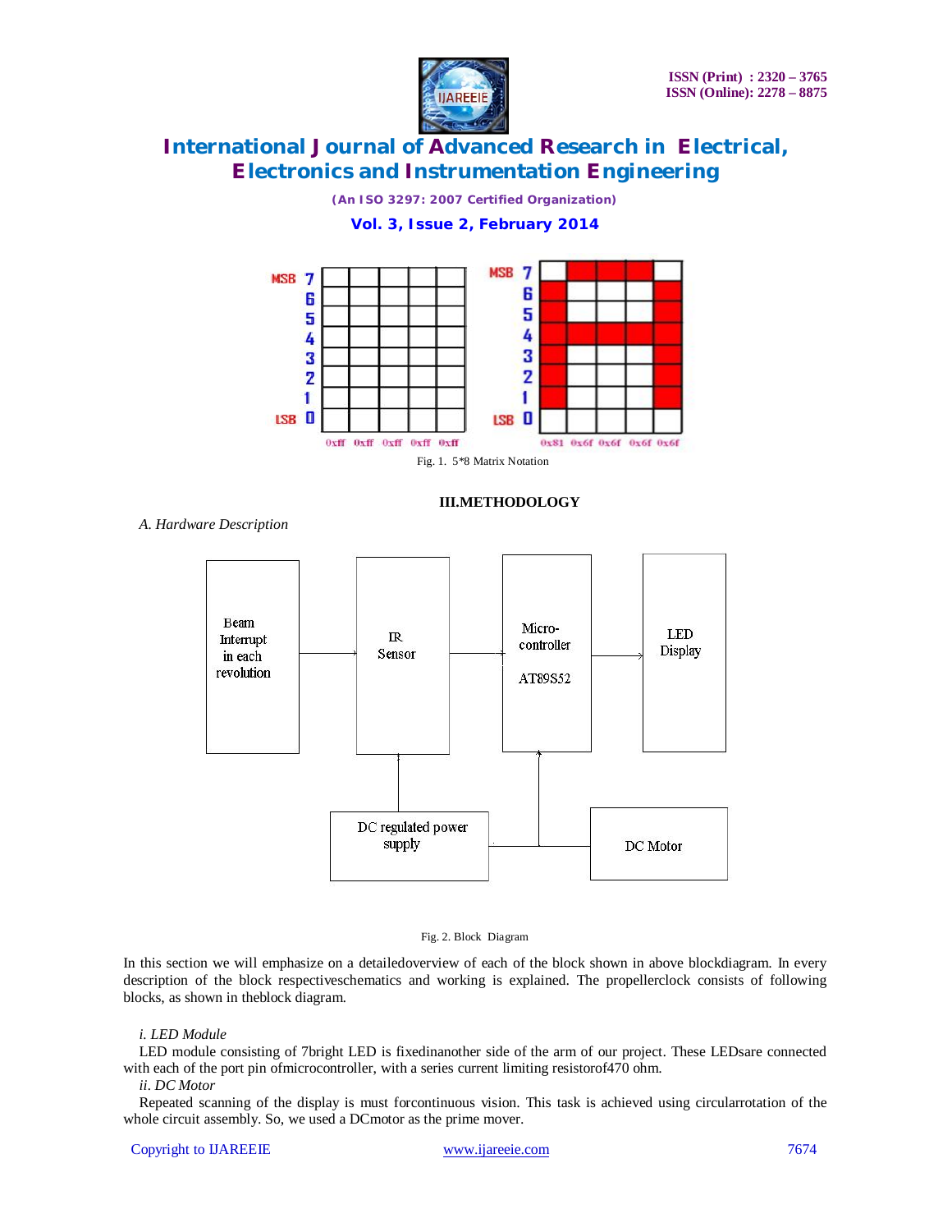Fig. 1. 5*8 Matrix Notation

## III.METHODOLOGY

### *A. Hardware Description*

Fig. 2. Block Diagram

In this section we will emphasize on a detailedoverview of each of the block shown in above blockdiagram. In every description of the block respectiveschematics and working is explained. The propellerclock consists of following blocks, as shown in theblock diagram.

*i. LED Module*

LED module consisting of 7bright LED is fixedinanother side of the arm of our project. These LEDsare connected with each of the port pin ofmicrocontroller, with a series current limiting resistorof470 ohm.

*ii. DC Motor*

Repeated scanning of the display is must forcontinuous vision. This task is achieved using circularrotation of the whole circuit assembly. So, we used a DCmotor as the prime mover.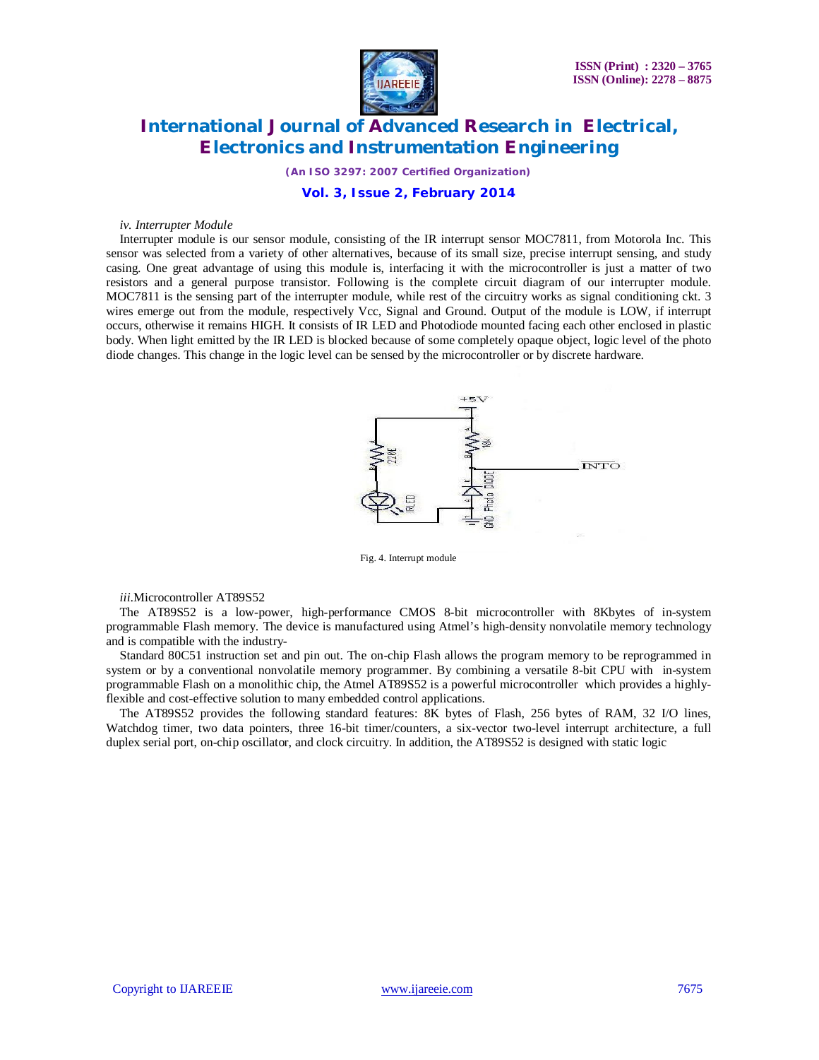*iv. Interrupter Module*

Interrupter module is our sensor module, consisting of the IR interrupt sensor MOC7811, from Motorola Inc. This sensor was selected from a variety of other alternatives, because of its small size, precise interrupt sensing, and study casing. One great advantage of using this module is, interfacing it with the microcontroller is just a matter of two resistors and a general purpose transistor. Following is the complete circuit diagram of our interrupter module. MOC7811 is the sensing part of the interrupter module, while rest of the circuitry works as signal conditioning ckt. 3 wires emerge out from the module, respectively Vcc, Signal and Ground. Output of the module is LOW, if interrupt occurs, otherwise it remains HIGH. It consists of IR LED and Photodiode mounted facing each other enclosed in plastic body. When light emitted by the IR LED is blocked because of some completely opaque object, logic level of the photo diode changes. This change in the logic level can be sensed by the microcontroller or by discrete hardware.

Fig. 4. Interrupt module

*iii.*Microcontroller AT89S52

The AT89S52 is a low-power, high-performance CMOS 8-bit microcontroller with 8Kbytes of in-system programmable Flash memory. The device is manufactured using Atmel's high-density nonvolatile memory technology and is compatible with the industry-

Standard 80C51 instruction set and pin out. The on-chip Flash allows the program memory to be reprogrammed in system or by a conventional nonvolatile memory programmer. By combining a versatile 8-bit CPU with in-system programmable Flash on a monolithic chip, the Atmel AT89S52 is a powerful microcontroller which provides a highly-flexible and cost-effective solution to many embedded control applications.

The AT89S52 provides the following standard features: 8K bytes of Flash, 256 bytes of RAM, 32 I/O lines, Watchdog timer, two data pointers, three 16-bit timer/counters, a six-vector two-level interrupt architecture, a full duplex serial port, on-chip oscillator, and clock circuitry. In addition, the AT89S52 is designed with static logic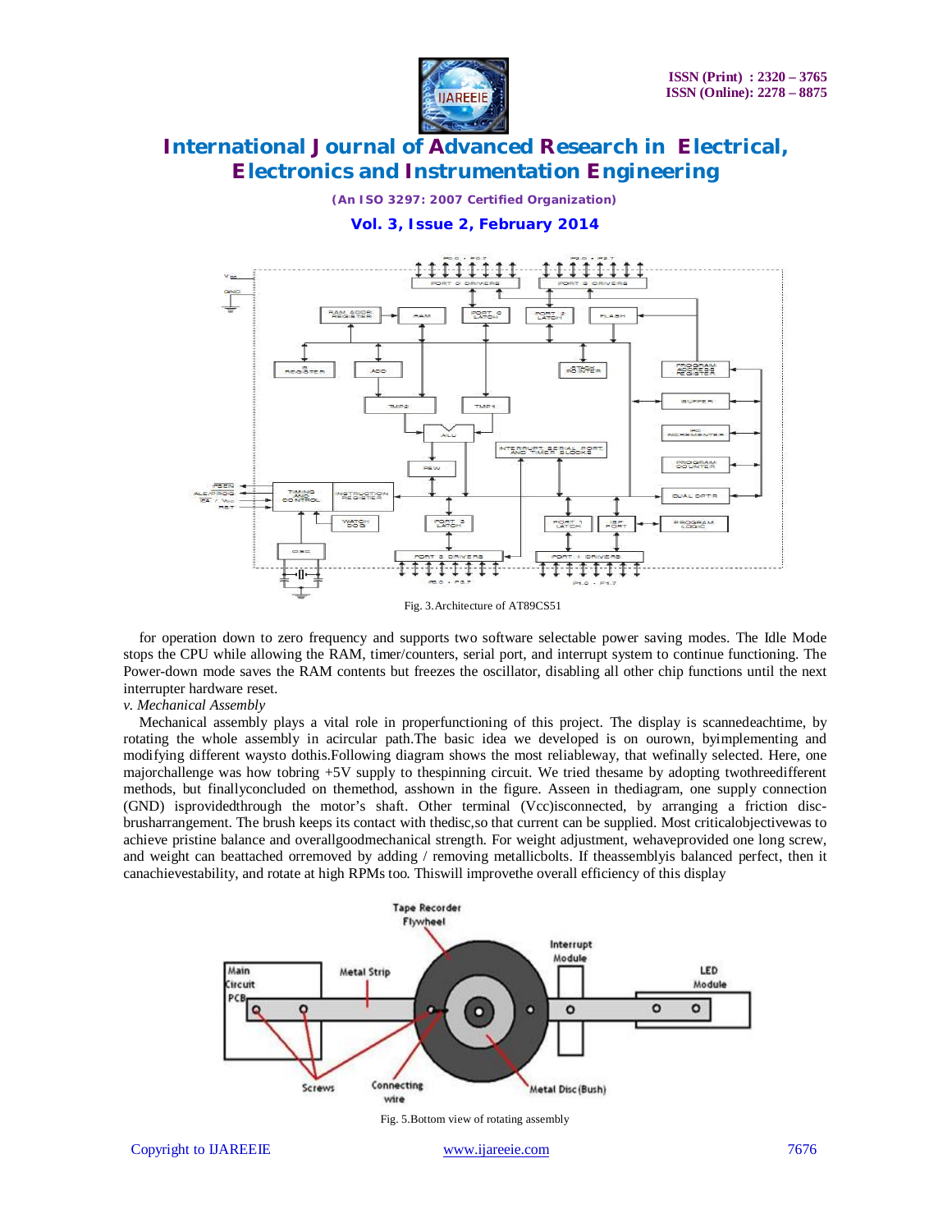Fig. 3.Architecture of AT89CS51

for operation down to zero frequency and supports two software selectable power saving modes. The Idle Mode stops the CPU while allowing the RAM, timer/counters, serial port, and interrupt system to continue functioning. The Power-down mode saves the RAM contents but freezes the oscillator, disabling all other chip functions until the next interrupter hardware reset.

*v. Mechanical Assembly*

Mechanical assembly plays a vital role in properfunctioning of this project. The display is scannedeachtime, by rotating the whole assembly in acircular path.The basic idea we developed is on ourown, byimplementing and modifying different waysto dothis.Following diagram shows the most reliableway, that wefinally selected. Here, one majorchallenge was how tobring +5V supply to thespinning circuit. We tried thesame by adopting twothreedifferent methods, but finallyconcluded on themethod, asshown in the figure. Asseen in thediagram, one supply connection (GND) isprovidedthrough the motor's shaft. Other terminal (Vcc)isconnected, by arranging a friction disc-brusharrangement. The brush keeps its contact with thedisc,so that current can be supplied. Most criticalobjectivewas to achieve pristine balance and overallgoodmechanical strength. For weight adjustment, wehaveprovided one long screw, and weight can beattached orremoved by adding / removing metallicbolts. If theassemblyis balanced perfect, then it canachievestability, and rotate at high RPMs too. Thiswill improvethe overall efficiency of this display

Fig. 5.Bottom view of rotating assembly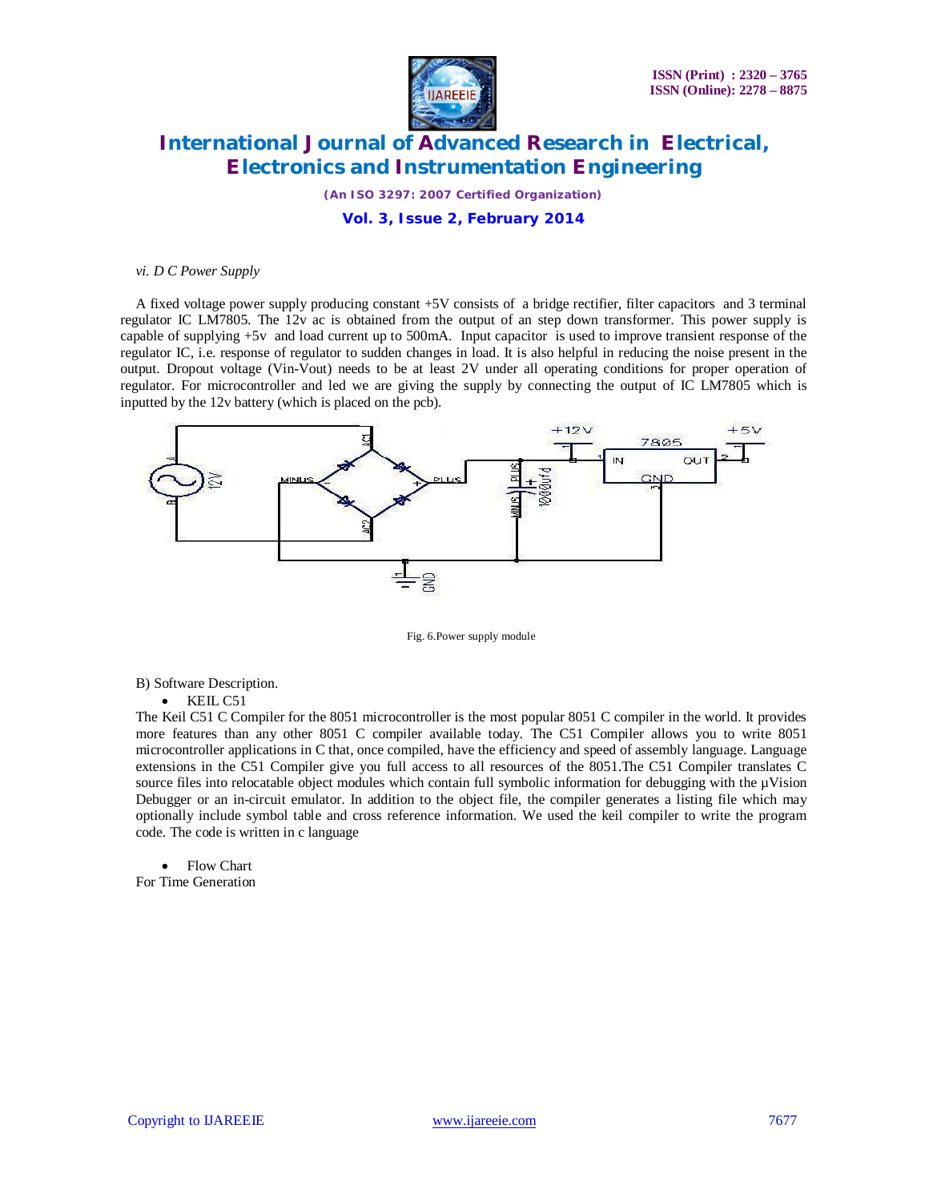*vi. D C Power Supply*

A fixed voltage power supply producing constant +5V consists of a bridge rectifier, filter capacitors and 3 terminal regulator IC LM7805. The 12v ac is obtained from the output of an step down transformer. This power supply is capable of supplying +5v and load current up to 500mA. Input capacitor is used to improve transient response of the regulator IC, i.e. response of regulator to sudden changes in load. It is also helpful in reducing the noise present in the output. Dropout voltage (Vin-Vout) needs to be at least 2V under all operating conditions for proper operation of regulator. For microcontroller and led we are giving the supply by connecting the output of IC LM7805 which is inputted by the 12v battery (which is placed on the pcb).

Fig. 6.Power supply module

B) Software Description.

- KEIL C51

The Keil C51 C Compiler for the 8051 microcontroller is the most popular 8051 C compiler in the world. It provides more features than any other 8051 C compiler available today. The C51 Compiler allows you to write 8051 microcontroller applications in C that, once compiled, have the efficiency and speed of assembly language. Language extensions in the C51 Compiler give you full access to all resources of the 8051.The C51 Compiler translates C source files into relocatable object modules which contain full symbolic information for debugging with the µVision Debugger or an in-circuit emulator. In addition to the object file, the compiler generates a listing file which may optionally include symbol table and cross reference information. We used the keil compiler to write the program code. The code is written in c language

- Flow Chart

For Time Generation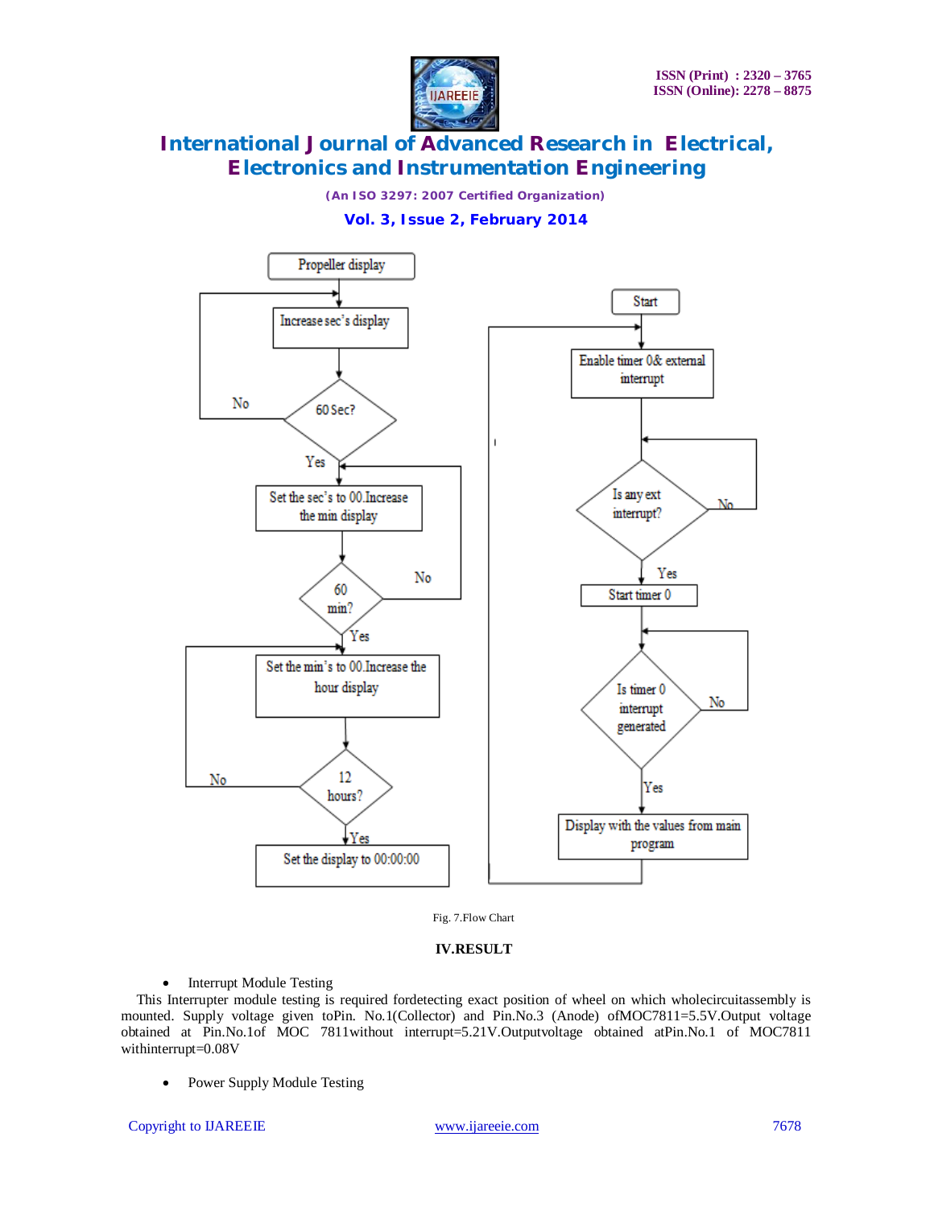Fig. 7.Flow Chart

## IV.RESULT

- Interrupt Module Testing

This Interrupter module testing is required fordetecting exact position of wheel on which wholecircuitassembly is mounted. Supply voltage given toPin. No.1(Collector) and Pin.No.3 (Anode) ofMOC7811=5.5V.Output voltage obtained at Pin.No.1of MOC 7811without interrupt=5.21V.Outputvoltage obtained atPin.No.1 of MOC7811 withinterrupt=0.08V

- Power Supply Module Testing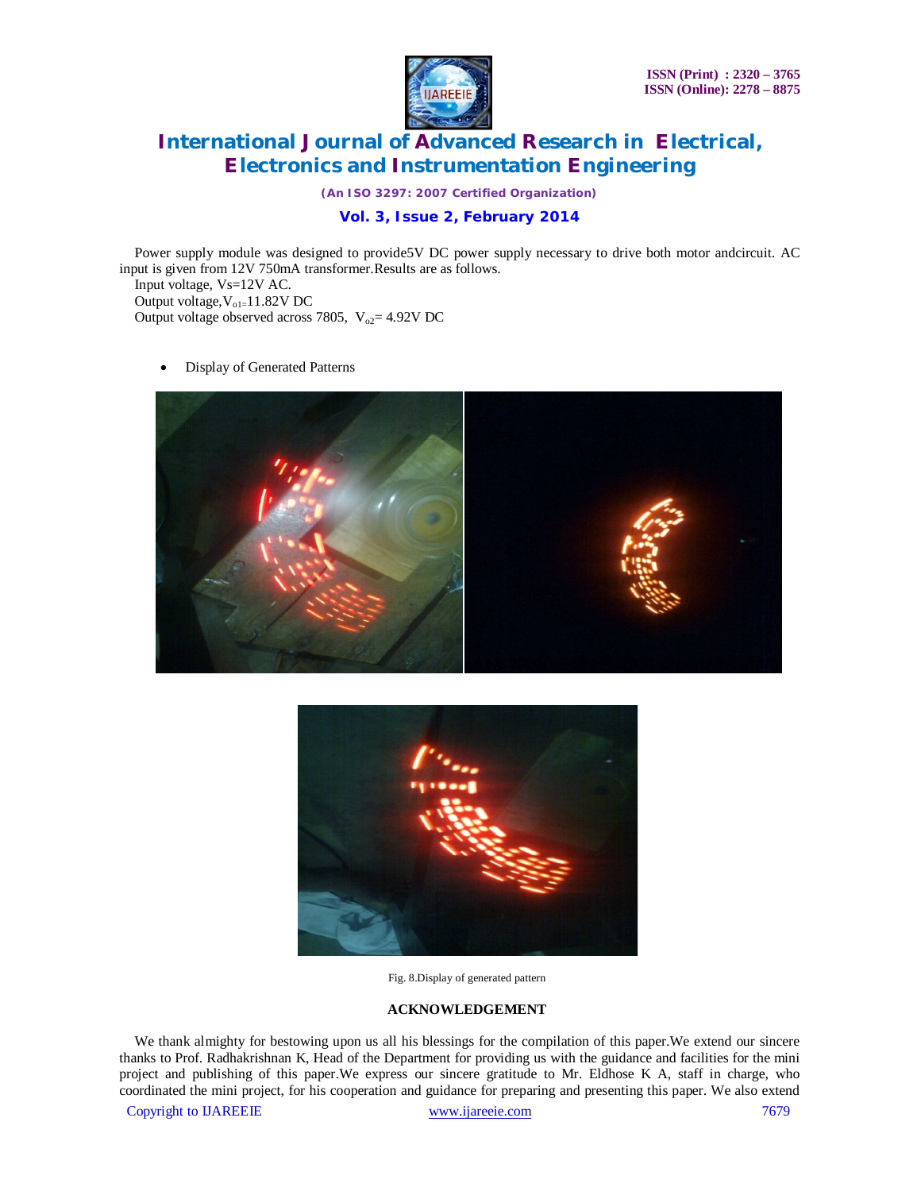Power supply module was designed to provide5V DC power supply necessary to drive both motor andcircuit. AC input is given from 12V 750mA transformer.Results are as follows.

Input voltage, Vs=12V AC.

Output voltage,$V_{o1}$=11.82V DC

Output voltage observed across 7805, $V_{o2}$= 4.92V DC

- Display of Generated Patterns

Fig. 8.Display of generated pattern

## ACKNOWLEDGEMENT

We thank almighty for bestowing upon us all his blessings for the compilation of this paper.We extend our sincere thanks to Prof. Radhakrishnan K, Head of the Department for providing us with the guidance and facilities for the mini project and publishing of this paper.We express our sincere gratitude to Mr. Eldhose K A, staff in charge, who coordinated the mini project, for his cooperation and guidance for preparing and presenting this paper. We also extend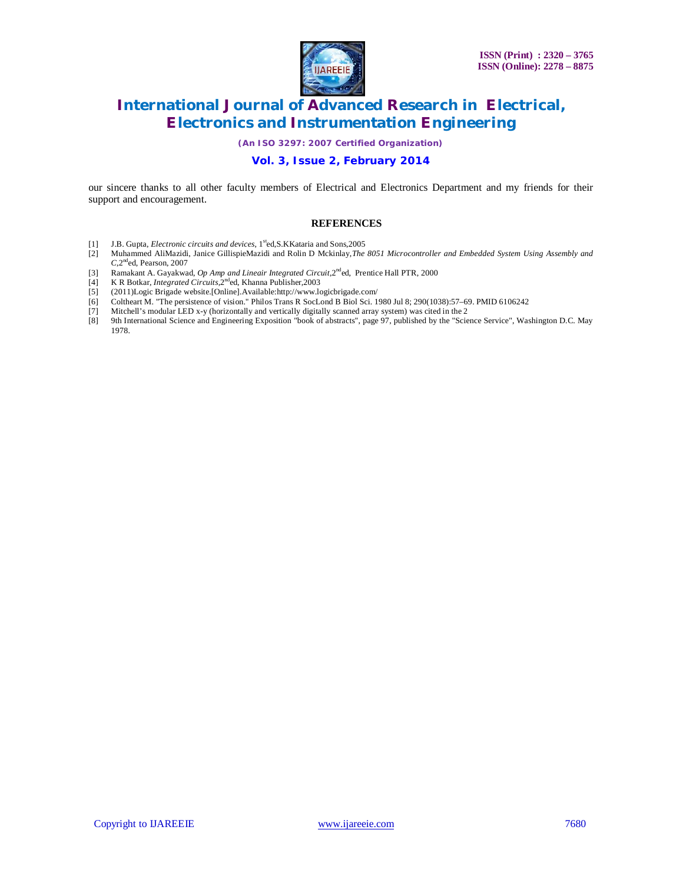our sincere thanks to all other faculty members of Electrical and Electronics Department and my friends for their support and encouragement.

## REFERENCES

[1] J.B. Gupta, *Electronic circuits and devices*, 1[st]ed,S.KKataria and Sons,2005

[2] Muhammed AliMazidi, Janice GillispieMazidi and Rolin D Mckinlay,*The 8051 Microcontroller and Embedded System Using Assembly and C*,2[nd]ed, Pearson, 2007

[3] Ramakant A. Gayakwad, *Op Amp and Lineair Integrated Circuit*,2[nd]ed, Prentice Hall PTR, 2000

[4] K R Botkar, *Integrated Circuits*,2[nd]ed, Khanna Publisher,2003

[5] (2011)Logic Brigade website.[Online].Available:http://www.logicbrigade.com/

[6] Coltheart M. "The persistence of vision." Philos Trans R SocLond B Biol Sci. 1980 Jul 8; 290(1038):57–69. PMID 6106242

[7] Mitchell's modular LED x-y (horizontally and vertically digitally scanned array system) was cited in the 2

[8] 9th International Science and Engineering Exposition "book of abstracts", page 97, published by the "Science Service", Washington D.C. May 1978.